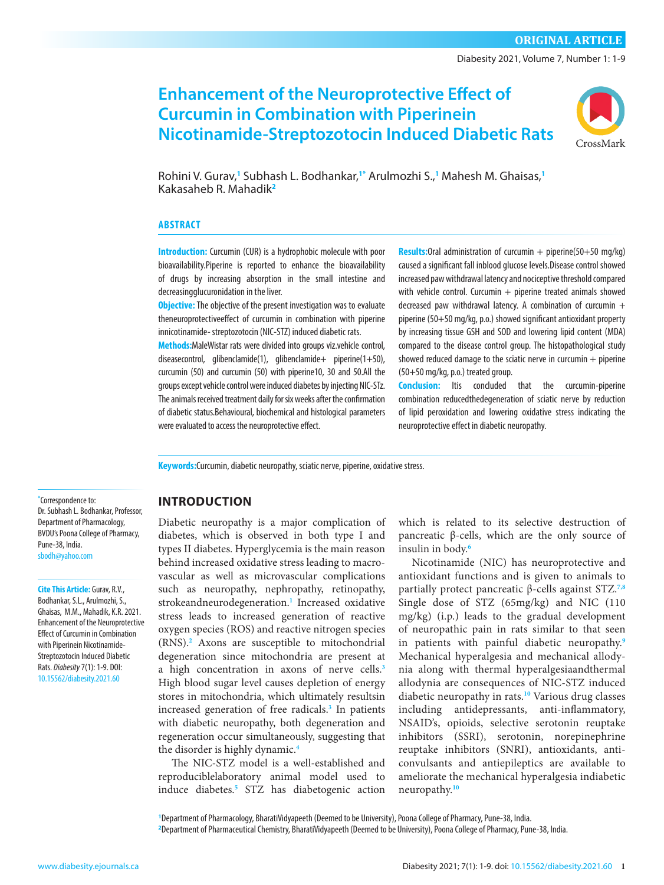ORIGINAL ARTICLE

# Enhancement of the Neuroprotective Effect of Curcumin in Combination with Piperinein Nicotinamide-Streptozotocin Induced Diabetic Rats

Rohini V. Gurav,[1] Subhash L. Bodhankar,[1*] Arulmozhi S.,[1] Mahesh M. Ghaisas,[1] Kakasaheb R. Mahadik[2]

## ABSTRACT

**Introduction:** Curcumin (CUR) is a hydrophobic molecule with poor bioavailability.Piperine is reported to enhance the bioavailability of drugs by increasing absorption in the small intestine and decreasingglucuronidation in the liver.

**Objective:** The objective of the present investigation was to evaluate theneuroprotectiveeffect of curcumin in combination with piperine innicotinamide- streptozotocin (NIC-STZ) induced diabetic rats.

**Methods:**MaleWistar rats were divided into groups viz.vehicle control, diseasecontrol, glibenclamide(1), glibenclamide+ piperine(1+50), curcumin (50) and curcumin (50) with piperine10, 30 and 50.All the groups except vehicle control were induced diabetes by injecting NIC-STz. The animals received treatment daily for six weeks after the confirmation of diabetic status.Behavioural, biochemical and histological parameters were evaluated to access the neuroprotective effect.

**Results:**Oral administration of curcumin + piperine(50+50 mg/kg) caused a significant fall inblood glucose levels.Disease control showed increased paw withdrawal latency and nociceptive threshold compared with vehicle control. Curcumin + piperine treated animals showed decreased paw withdrawal latency. A combination of curcumin + piperine (50+50 mg/kg, p.o.) showed significant antioxidant property by increasing tissue GSH and SOD and lowering lipid content (MDA) compared to the disease control group. The histopathological study showed reduced damage to the sciatic nerve in curcumin + piperine (50+50 mg/kg, p.o.) treated group.

**Conclusion:** Itis concluded that the curcumin-piperine combination reducedthedegeneration of sciatic nerve by reduction of lipid peroxidation and lowering oxidative stress indicating the neuroprotective effect in diabetic neuropathy.

**Keywords:**Curcumin, diabetic neuropathy, sciatic nerve, piperine, oxidative stress.

*Correspondence to:
Dr. Subhash L. Bodhankar, Professor, Department of Pharmacology, BVDU's Poona College of Pharmacy, Pune-38, India.
sbodh@yahoo.com

**Cite This Article:** Gurav, R.V., Bodhankar, S.L., Arulmozhi, S., Ghaisas, M.M., Mahadik, K.R. 2021. Enhancement of the Neuroprotective Effect of Curcumin in Combination with Piperinein Nicotinamide-Streptozotocin Induced Diabetic Rats. *Diabesity* 7(1): 1-9. DOI: 10.15562/diabesity.2021.60

## INTRODUCTION

Diabetic neuropathy is a major complication of diabetes, which is observed in both type I and types II diabetes. Hyperglycemia is the main reason behind increased oxidative stress leading to macro-vascular as well as microvascular complications such as neuropathy, nephropathy, retinopathy, strokeandneurodegeneration.[1] Increased oxidative stress leads to increased generation of reactive oxygen species (ROS) and reactive nitrogen species (RNS).[2] Axons are susceptible to mitochondrial degeneration since mitochondria are present at a high concentration in axons of nerve cells.[3] High blood sugar level causes depletion of energy stores in mitochondria, which ultimately resultsin increased generation of free radicals.[3] In patients with diabetic neuropathy, both degeneration and regeneration occur simultaneously, suggesting that the disorder is highly dynamic.[4]

The NIC-STZ model is a well-established and reproduciblelaboratory animal model used to induce diabetes.[5] STZ has diabetogenic action which is related to its selective destruction of pancreatic β-cells, which are the only source of insulin in body.[6]

Nicotinamide (NIC) has neuroprotective and antioxidant functions and is given to animals to partially protect pancreatic β-cells against STZ.[7,8] Single dose of STZ (65mg/kg) and NIC (110 mg/kg) (i.p.) leads to the gradual development of neuropathic pain in rats similar to that seen in patients with painful diabetic neuropathy.[9] Mechanical hyperalgesia and mechanical allodynia along with thermal hyperalgesiaandthermal allodynia are consequences of NIC-STZ induced diabetic neuropathy in rats.[10] Various drug classes including antidepressants, anti-inflammatory, NSAID's, opioids, selective serotonin reuptake inhibitors (SSRI), serotonin, norepinephrine reuptake inhibitors (SNRI), antioxidants, anti-convulsants and antiepileptics are available to ameliorate the mechanical hyperalgesia indiabetic neuropathy.[10]

[1]Department of Pharmacology, BharatiVidyapeeth (Deemed to be University), Poona College of Pharmacy, Pune-38, India.
[2]Department of Pharmaceutical Chemistry, BharatiVidyapeeth (Deemed to be University), Poona College of Pharmacy, Pune-38, India.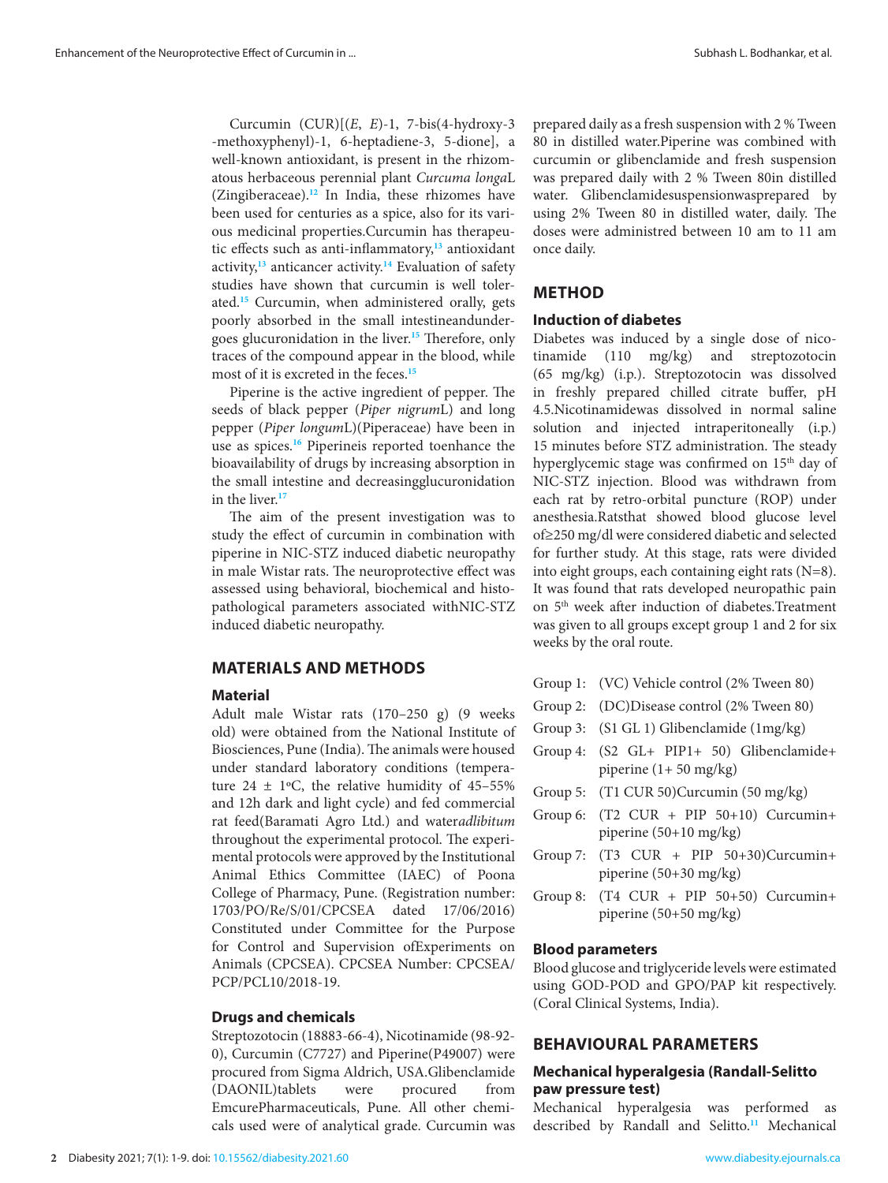Curcumin (CUR)[(*E*, *E*)-1, 7-bis(4-hydroxy-3 -methoxyphenyl)-1, 6-heptadiene-3, 5-dione], a well-known antioxidant, is present in the rhizomatous herbaceous perennial plant *Curcuma longa*L (Zingiberaceae).[12] In India, these rhizomes have been used for centuries as a spice, also for its various medicinal properties.Curcumin has therapeutic effects such as anti-inflammatory,[13] antioxidant activity,[13] anticancer activity.[14] Evaluation of safety studies have shown that curcumin is well tolerated.[15] Curcumin, when administered orally, gets poorly absorbed in the small intestineandundergoes glucuronidation in the liver.[15] Therefore, only traces of the compound appear in the blood, while most of it is excreted in the feces.[15]

Piperine is the active ingredient of pepper. The seeds of black pepper (*Piper nigrum*L) and long pepper (*Piper longum*L)(Piperaceae) have been in use as spices.[16] Piperineis reported toenhance the bioavailability of drugs by increasing absorption in the small intestine and decreasingglucuronidation in the liver.[17]

The aim of the present investigation was to study the effect of curcumin in combination with piperine in NIC-STZ induced diabetic neuropathy in male Wistar rats. The neuroprotective effect was assessed using behavioral, biochemical and histopathological parameters associated withNIC-STZ induced diabetic neuropathy.

## MATERIALS AND METHODS

### Material

Adult male Wistar rats (170–250 g) (9 weeks old) were obtained from the National Institute of Biosciences, Pune (India). The animals were housed under standard laboratory conditions (temperature 24 ± 1ºC, the relative humidity of 45–55% and 12h dark and light cycle) and fed commercial rat feed(Baramati Agro Ltd.) and water*adlibitum* throughout the experimental protocol. The experimental protocols were approved by the Institutional Animal Ethics Committee (IAEC) of Poona College of Pharmacy, Pune. (Registration number: 1703/PO/Re/S/01/CPCSEA dated 17/06/2016) Constituted under Committee for the Purpose for Control and Supervision ofExperiments on Animals (CPCSEA). CPCSEA Number: CPCSEA/PCP/PCL10/2018-19.

### Drugs and chemicals

Streptozotocin (18883-66-4), Nicotinamide (98-92-0), Curcumin (C7727) and Piperine(P49007) were procured from Sigma Aldrich, USA.Glibenclamide (DAONIL)tablets were procured from EmcurePharmaceuticals, Pune. All other chemicals used were of analytical grade. Curcumin was prepared daily as a fresh suspension with 2 % Tween 80 in distilled water.Piperine was combined with curcumin or glibenclamide and fresh suspension was prepared daily with 2 % Tween 80in distilled water. Glibenclamidesuspensionwasprepared by using 2% Tween 80 in distilled water, daily. The doses were administred between 10 am to 11 am once daily.

## METHOD

### Induction of diabetes

Diabetes was induced by a single dose of nicotinamide (110 mg/kg) and streptozotocin (65 mg/kg) (i.p.). Streptozotocin was dissolved in freshly prepared chilled citrate buffer, pH 4.5.Nicotinamidewas dissolved in normal saline solution and injected intraperitoneally (i.p.) 15 minutes before STZ administration. The steady hyperglycemic stage was confirmed on 15th day of NIC-STZ injection. Blood was withdrawn from each rat by retro-orbital puncture (ROP) under anesthesia.Ratsthat showed blood glucose level of≥250 mg/dl were considered diabetic and selected for further study. At this stage, rats were divided into eight groups, each containing eight rats (N=8). It was found that rats developed neuropathic pain on 5th week after induction of diabetes.Treatment was given to all groups except group 1 and 2 for six weeks by the oral route.

- Group 1: (VC) Vehicle control (2% Tween 80)
- Group 2: (DC)Disease control (2% Tween 80)
- Group 3: (S1 GL 1) Glibenclamide (1mg/kg)
- Group 4: (S2 GL+ PIP1+ 50) Glibenclamide+ piperine (1+ 50 mg/kg)
- Group 5: (T1 CUR 50)Curcumin (50 mg/kg)
- Group 6: (T2 CUR + PIP 50+10) Curcumin+ piperine (50+10 mg/kg)
- Group 7: (T3 CUR + PIP 50+30)Curcumin+ piperine (50+30 mg/kg)
- Group 8: (T4 CUR + PIP 50+50) Curcumin+ piperine (50+50 mg/kg)

### Blood parameters

Blood glucose and triglyceride levels were estimated using GOD-POD and GPO/PAP kit respectively. (Coral Clinical Systems, India).

## BEHAVIOURAL PARAMETERS

### Mechanical hyperalgesia (Randall-Selitto paw pressure test)

Mechanical hyperalgesia was performed as described by Randall and Selitto.[11] Mechanical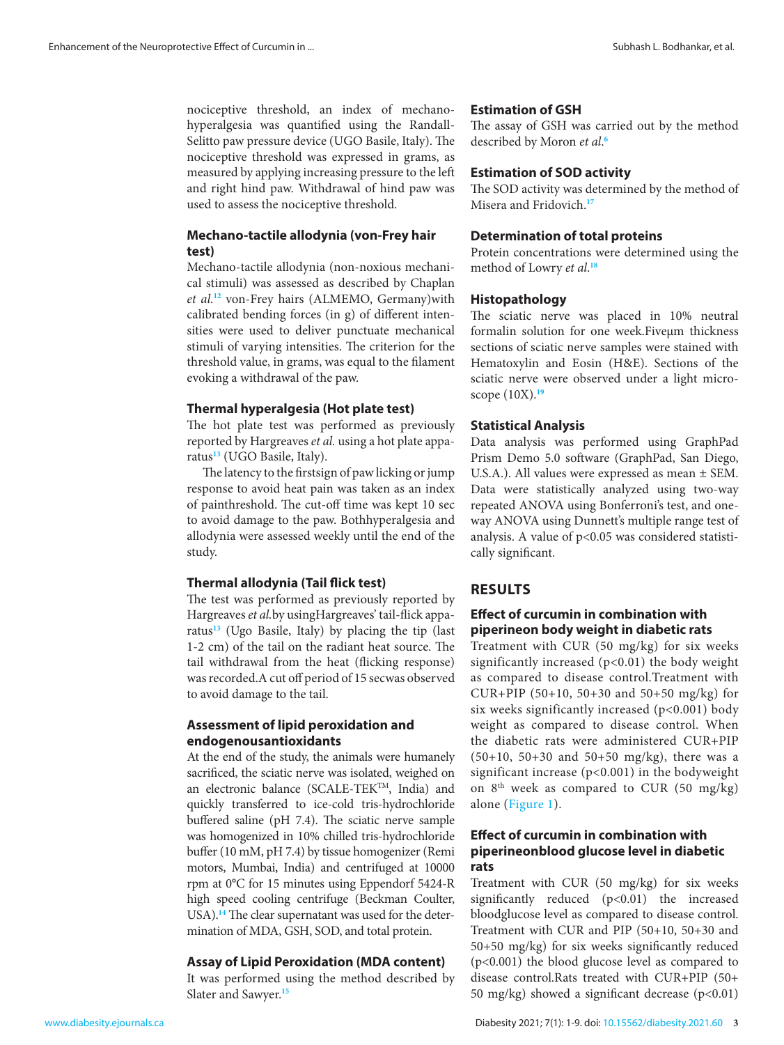nociceptive threshold, an index of mechano-hyperalgesia was quantified using the Randall-Selitto paw pressure device (UGO Basile, Italy). The nociceptive threshold was expressed in grams, as measured by applying increasing pressure to the left and right hind paw. Withdrawal of hind paw was used to assess the nociceptive threshold.

### Mechano-tactile allodynia (von-Frey hair test)

Mechano-tactile allodynia (non-noxious mechanical stimuli) was assessed as described by Chaplan *et al.*[12] von-Frey hairs (ALMEMO, Germany)with calibrated bending forces (in g) of different intensities were used to deliver punctuate mechanical stimuli of varying intensities. The criterion for the threshold value, in grams, was equal to the filament evoking a withdrawal of the paw.

### Thermal hyperalgesia (Hot plate test)

The hot plate test was performed as previously reported by Hargreaves *et al.* using a hot plate apparatus[13] (UGO Basile, Italy).

The latency to the firstsign of paw licking or jump response to avoid heat pain was taken as an index of painthreshold. The cut-off time was kept 10 sec to avoid damage to the paw. Bothhyperalgesia and allodynia were assessed weekly until the end of the study.

### Thermal allodynia (Tail flick test)

The test was performed as previously reported by Hargreaves *et al.*by usingHargreaves' tail-flick apparatus[13] (Ugo Basile, Italy) by placing the tip (last 1-2 cm) of the tail on the radiant heat source. The tail withdrawal from the heat (flicking response) was recorded.A cut off period of 15 secwas observed to avoid damage to the tail.

### Assessment of lipid peroxidation and endogenousantioxidants

At the end of the study, the animals were humanely sacrificed, the sciatic nerve was isolated, weighed on an electronic balance (SCALE-TEK™, India) and quickly transferred to ice-cold tris-hydrochloride buffered saline (pH 7.4). The sciatic nerve sample was homogenized in 10% chilled tris-hydrochloride buffer (10 mM, pH 7.4) by tissue homogenizer (Remi motors, Mumbai, India) and centrifuged at 10000 rpm at 0°C for 15 minutes using Eppendorf 5424-R high speed cooling centrifuge (Beckman Coulter, USA).[14] The clear supernatant was used for the determination of MDA, GSH, SOD, and total protein.

### Assay of Lipid Peroxidation (MDA content)

It was performed using the method described by Slater and Sawyer.[15]

### Estimation of GSH

The assay of GSH was carried out by the method described by Moron *et al.*[6]

### Estimation of SOD activity

The SOD activity was determined by the method of Misera and Fridovich.[17]

### Determination of total proteins

Protein concentrations were determined using the method of Lowry *et al.*[18]

### Histopathology

The sciatic nerve was placed in 10% neutral formalin solution for one week.Fiveμm thickness sections of sciatic nerve samples were stained with Hematoxylin and Eosin (H&E). Sections of the sciatic nerve were observed under a light microscope (10X).[19]

### Statistical Analysis

Data analysis was performed using GraphPad Prism Demo 5.0 software (GraphPad, San Diego, U.S.A.). All values were expressed as mean ± SEM. Data were statistically analyzed using two-way repeated ANOVA using Bonferroni's test, and one-way ANOVA using Dunnett's multiple range test of analysis. A value of $p<0.05$ was considered statistically significant.

## RESULTS

### Effect of curcumin in combination with piperineon body weight in diabetic rats

Treatment with CUR (50 mg/kg) for six weeks significantly increased ($p<0.01$) the body weight as compared to disease control.Treatment with CUR+PIP (50+10, 50+30 and 50+50 mg/kg) for six weeks significantly increased ($p<0.001$) body weight as compared to disease control. When the diabetic rats were administered CUR+PIP (50+10, 50+30 and 50+50 mg/kg), there was a significant increase ($p<0.001$) in the bodyweight on 8$^{th}$ week as compared to CUR (50 mg/kg) alone (Figure 1).

### Effect of curcumin in combination with piperineonblood glucose level in diabetic rats

Treatment with CUR (50 mg/kg) for six weeks significantly reduced ($p<0.01$) the increased bloodglucose level as compared to disease control. Treatment with CUR and PIP (50+10, 50+30 and 50+50 mg/kg) for six weeks significantly reduced ($p<0.001$) the blood glucose level as compared to disease control.Rats treated with CUR+PIP (50+ 50 mg/kg) showed a significant decrease ($p<0.01$)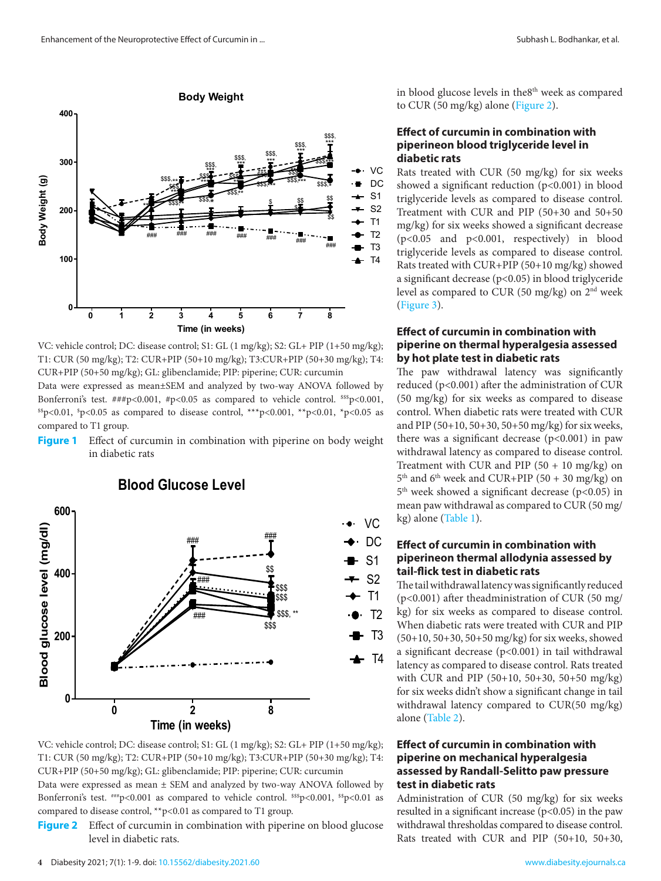VC: vehicle control; DC: disease control; S1: GL (1 mg/kg); S2: GL+ PIP (1+50 mg/kg); T1: CUR (50 mg/kg); T2: CUR+PIP (50+10 mg/kg); T3:CUR+PIP (50+30 mg/kg); T4: CUR+PIP (50+50 mg/kg); GL: glibenclamide; PIP: piperine; CUR: curcumin

Data were expressed as mean±SEM and analyzed by two-way ANOVA followed by Bonferroni's test. ###p<0.001, #p<0.05 as compared to vehicle control. $$$p<0.001, $$p<0.01, $p<0.05 as compared to disease control, ***p<0.001, **p<0.01, *p<0.05 as compared to T1 group.

**Figure 1** Effect of curcumin in combination with piperine on body weight in diabetic rats

VC: vehicle control; DC: disease control; S1: GL (1 mg/kg); S2: GL+ PIP (1+50 mg/kg); T1: CUR (50 mg/kg); T2: CUR+PIP (50+10 mg/kg); T3:CUR+PIP (50+30 mg/kg); T4: CUR+PIP (50+50 mg/kg); GL: glibenclamide; PIP: piperine; CUR: curcumin

Data were expressed as mean ± SEM and analyzed by two-way ANOVA followed by Bonferroni's test. ###p<0.001 as compared to vehicle control. $$$p<0.001, $$p<0.01 as compared to disease control, **p<0.01 as compared to T1 group.

**Figure 2** Effect of curcumin in combination with piperine on blood glucose level in diabetic rats.

in blood glucose levels in the8th week as compared to CUR (50 mg/kg) alone (Figure 2).

### Effect of curcumin in combination with piperineon blood triglyceride level in diabetic rats

Rats treated with CUR (50 mg/kg) for six weeks showed a significant reduction (p<0.001) in blood triglyceride levels as compared to disease control. Treatment with CUR and PIP (50+30 and 50+50 mg/kg) for six weeks showed a significant decrease (p<0.05 and p<0.001, respectively) in blood triglyceride levels as compared to disease control. Rats treated with CUR+PIP (50+10 mg/kg) showed a significant decrease (p<0.05) in blood triglyceride level as compared to CUR (50 mg/kg) on 2nd week (Figure 3).

### Effect of curcumin in combination with piperine on thermal hyperalgesia assessed by hot plate test in diabetic rats

The paw withdrawal latency was significantly reduced (p<0.001) after the administration of CUR (50 mg/kg) for six weeks as compared to disease control. When diabetic rats were treated with CUR and PIP (50+10, 50+30, 50+50 mg/kg) for six weeks, there was a significant decrease (p<0.001) in paw withdrawal latency as compared to disease control. Treatment with CUR and PIP (50 + 10 mg/kg) on 5th and 6th week and CUR+PIP (50 + 30 mg/kg) on 5th week showed a significant decrease (p<0.05) in mean paw withdrawal as compared to CUR (50 mg/kg) alone (Table 1).

### Effect of curcumin in combination with piperineon thermal allodynia assessed by tail-flick test in diabetic rats

The tail withdrawal latency was significantly reduced (p<0.001) after theadministration of CUR (50 mg/kg) for six weeks as compared to disease control. When diabetic rats were treated with CUR and PIP (50+10, 50+30, 50+50 mg/kg) for six weeks, showed a significant decrease (p<0.001) in tail withdrawal latency as compared to disease control. Rats treated with CUR and PIP (50+10, 50+30, 50+50 mg/kg) for six weeks didn't show a significant change in tail withdrawal latency compared to CUR(50 mg/kg) alone (Table 2).

### Effect of curcumin in combination with piperine on mechanical hyperalgesia assessed by Randall-Selitto paw pressure test in diabetic rats

Administration of CUR (50 mg/kg) for six weeks resulted in a significant increase (p<0.05) in the paw withdrawal thresholdas compared to disease control. Rats treated with CUR and PIP (50+10, 50+30,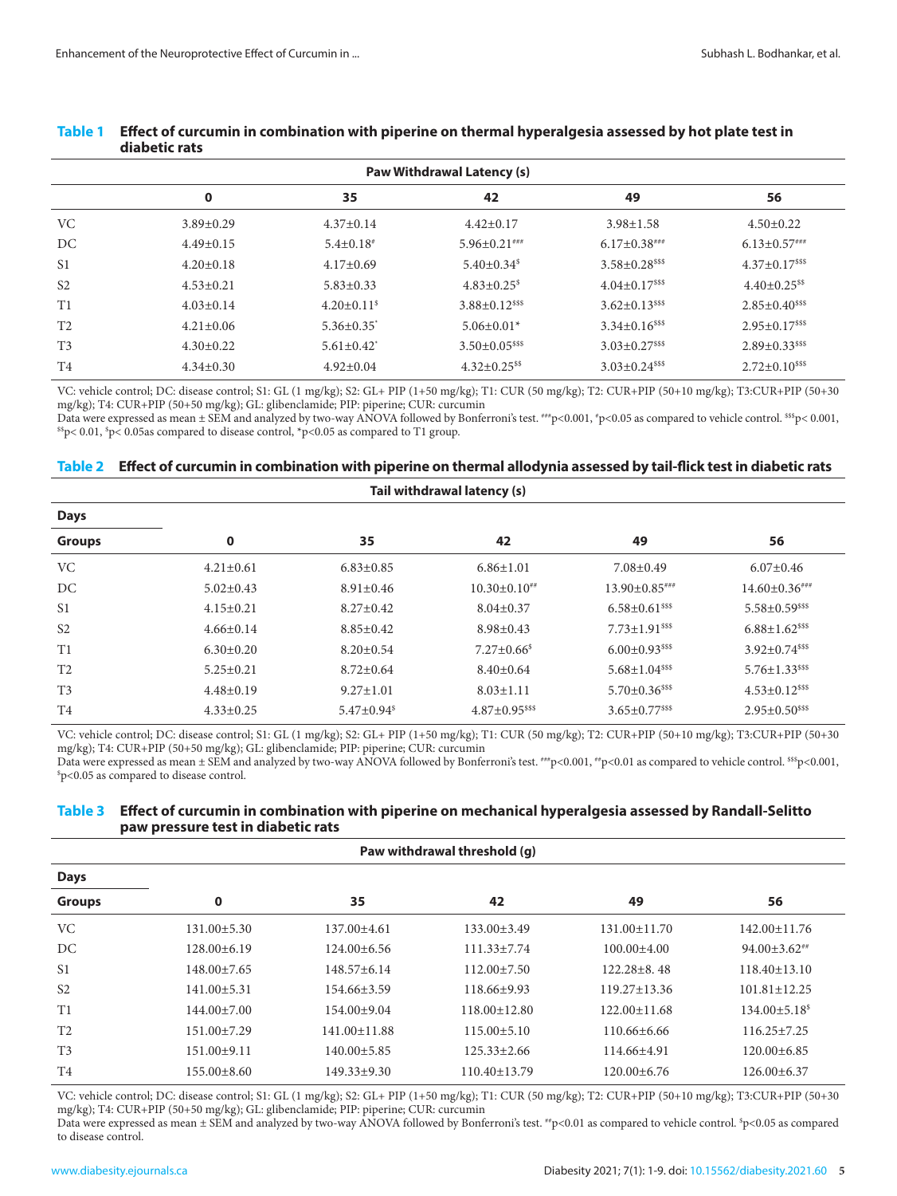**Table 1** **Effect of curcumin in combination with piperine on thermal hyperalgesia assessed by hot plate test in diabetic rats**

| | Paw Withdrawal Latency (s) | | | | |
|---|---|---|---|---|---|
| | **0** | **35** | **42** | **49** | **56** |
| VC | 3.89±0.29 | 4.37±0.14 | 4.42±0.17 | 3.98±1.58 | 4.50±0.22 |
| DC | 4.49±0.15 | 5.4±0.18[#] | 5.96±0.21[###] | 6.17±0.38[###] | 6.13±0.57[###] |
| S1 | 4.20±0.18 | 4.17±0.69 | 5.40±0.34[$] | 3.58±0.28[$$$] | 4.37±0.17[$$$] |
| S2 | 4.53±0.21 | 5.83±0.33 | 4.83±0.25[$] | 4.04±0.17[$$$] | 4.40±0.25[$$] |
| T1 | 4.03±0.14 | 4.20±0.11[$] | 3.88±0.12[$$$] | 3.62±0.13[$$$] | 2.85±0.40[$$$] |
| T2 | 4.21±0.06 | 5.36±0.35[*] | 5.06±0.01* | 3.34±0.16[$$$] | 2.95±0.17[$$$] |
| T3 | 4.30±0.22 | 5.61±0.42[*] | 3.50±0.05[$$$] | 3.03±0.27[$$$] | 2.89±0.33[$$$] |
| T4 | 4.34±0.30 | 4.92±0.04 | 4.32±0.25[$$] | 3.03±0.24[$$$] | 2.72±0.10[$$$] |

VC: vehicle control; DC: disease control; S1: GL (1 mg/kg); S2: GL+ PIP (1+50 mg/kg); T1: CUR (50 mg/kg); T2: CUR+PIP (50+10 mg/kg); T3:CUR+PIP (50+30 mg/kg); T4: CUR+PIP (50+50 mg/kg); GL: glibenclamide; PIP: piperine; CUR: curcumin
Data were expressed as mean ± SEM and analyzed by two-way ANOVA followed by Bonferroni's test. [###]p<0.001, [#]p<0.05 as compared to vehicle control. [$$$]p< 0.001, [$$]p< 0.01, [$]p< 0.05as compared to disease control, *p<0.05 as compared to T1 group.

**Table 2** **Effect of curcumin in combination with piperine on thermal allodynia assessed by tail-flick test in diabetic rats**

| | Tail withdrawal latency (s) | | | | |
|---|---|---|---|---|---|
| **Days** | | | | | |
| **Groups** | **0** | **35** | **42** | **49** | **56** |
| VC | 4.21±0.61 | 6.83±0.85 | 6.86±1.01 | 7.08±0.49 | 6.07±0.46 |
| DC | 5.02±0.43 | 8.91±0.46 | 10.30±0.10[##] | 13.90±0.85[###] | 14.60±0.36[###] |
| S1 | 4.15±0.21 | 8.27±0.42 | 8.04±0.37 | 6.58±0.61[$$$] | 5.58±0.59[$$$] |
| S2 | 4.66±0.14 | 8.85±0.42 | 8.98±0.43 | 7.73±1.91[$$$] | 6.88±1.62[$$$] |
| T1 | 6.30±0.20 | 8.20±0.54 | 7.27±0.66[$] | 6.00±0.93[$$$] | 3.92±0.74[$$$] |
| T2 | 5.25±0.21 | 8.72±0.64 | 8.40±0.64 | 5.68±1.04[$$$] | 5.76±1.33[$$$] |
| T3 | 4.48±0.19 | 9.27±1.01 | 8.03±1.11 | 5.70±0.36[$$$] | 4.53±0.12[$$$] |
| T4 | 4.33±0.25 | 5.47±0.94[$] | 4.87±0.95[$$$] | 3.65±0.77[$$$] | 2.95±0.50[$$$] |

VC: vehicle control; DC: disease control; S1: GL (1 mg/kg); S2: GL+ PIP (1+50 mg/kg); T1: CUR (50 mg/kg); T2: CUR+PIP (50+10 mg/kg); T3:CUR+PIP (50+30 mg/kg); T4: CUR+PIP (50+50 mg/kg); GL: glibenclamide; PIP: piperine; CUR: curcumin
Data were expressed as mean ± SEM and analyzed by two-way ANOVA followed by Bonferroni's test. [###]p<0.001, [##]p<0.01 as compared to vehicle control. [$$$]p<0.001, [$]p<0.05 as compared to disease control.

**Table 3** **Effect of curcumin in combination with piperine on mechanical hyperalgesia assessed by Randall-Selitto paw pressure test in diabetic rats**

| | Paw withdrawal threshold (g) | | | | |
|---|---|---|---|---|---|
| **Days** | | | | | |
| **Groups** | **0** | **35** | **42** | **49** | **56** |
| VC | 131.00±5.30 | 137.00±4.61 | 133.00±3.49 | 131.00±11.70 | 142.00±11.76 |
| DC | 128.00±6.19 | 124.00±6.56 | 111.33±7.74 | 100.00±4.00 | 94.00±3.62[##] |
| S1 | 148.00±7.65 | 148.57±6.14 | 112.00±7.50 | 122.28±8. 48 | 118.40±13.10 |
| S2 | 141.00±5.31 | 154.66±3.59 | 118.66±9.93 | 119.27±13.36 | 101.81±12.25 |
| T1 | 144.00±7.00 | 154.00±9.04 | 118.00±12.80 | 122.00±11.68 | 134.00±5.18[$] |
| T2 | 151.00±7.29 | 141.00±11.88 | 115.00±5.10 | 110.66±6.66 | 116.25±7.25 |
| T3 | 151.00±9.11 | 140.00±5.85 | 125.33±2.66 | 114.66±4.91 | 120.00±6.85 |
| T4 | 155.00±8.60 | 149.33±9.30 | 110.40±13.79 | 120.00±6.76 | 126.00±6.37 |

VC: vehicle control; DC: disease control; S1: GL (1 mg/kg); S2: GL+ PIP (1+50 mg/kg); T1: CUR (50 mg/kg); T2: CUR+PIP (50+10 mg/kg); T3:CUR+PIP (50+30 mg/kg); T4: CUR+PIP (50+50 mg/kg); GL: glibenclamide; PIP: piperine; CUR: curcumin
Data were expressed as mean ± SEM and analyzed by two-way ANOVA followed by Bonferroni's test. [##]p<0.01 as compared to vehicle control. [$]p<0.05 as compared to disease control.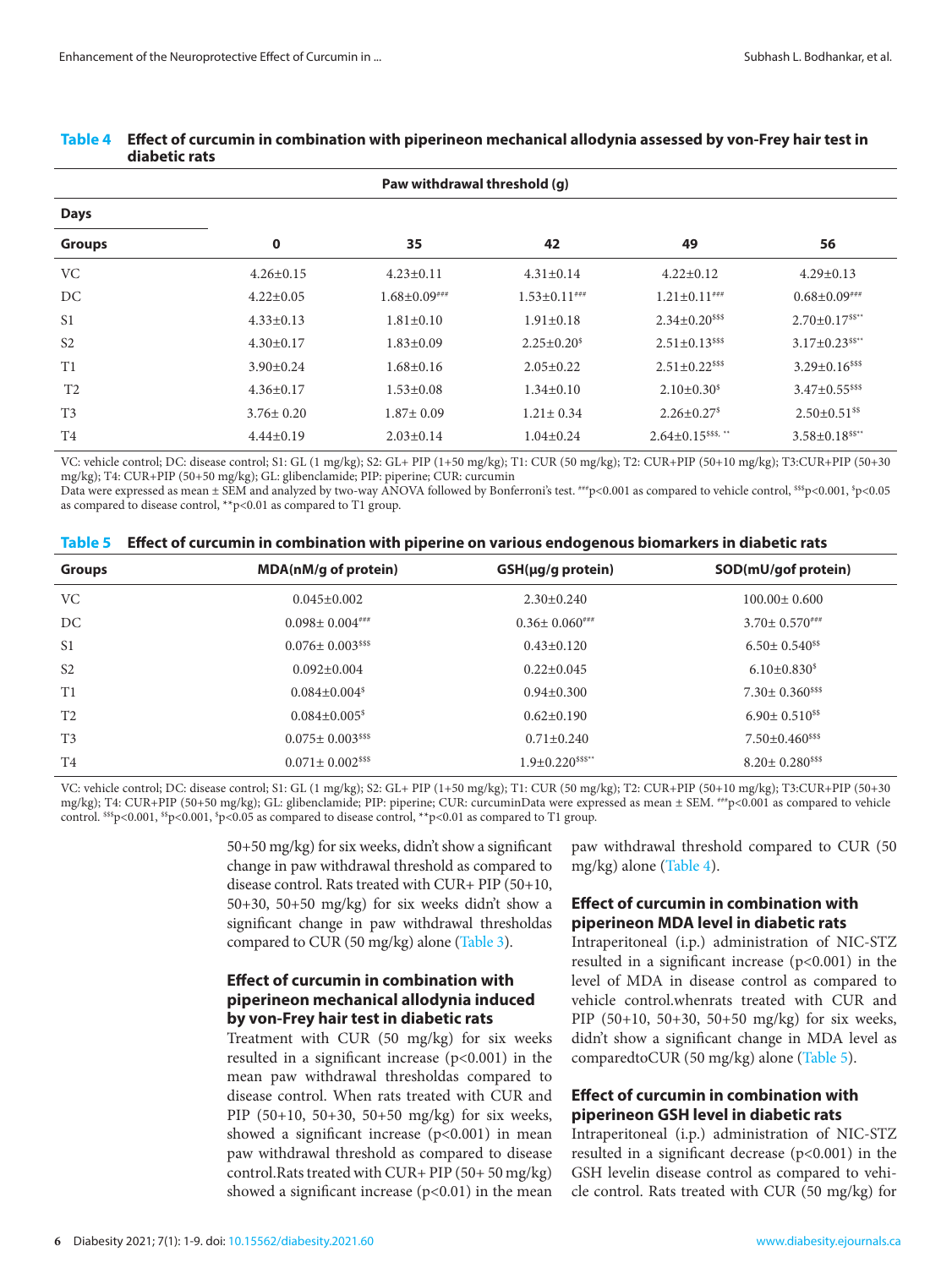**Table 4 Effect of curcumin in combination with piperineon mechanical allodynia assessed by von-Frey hair test in diabetic rats**

| | Paw withdrawal threshold (g) | | | | |
|---|---|---|---|---|---|
| **Days** | | | | | |
| **Groups** | **0** | **35** | **42** | **49** | **56** |
| VC | 4.26±0.15 | 4.23±0.11 | 4.31±0.14 | 4.22±0.12 | 4.29±0.13 |
| DC | 4.22±0.05 | 1.68±0.09### | 1.53±0.11### | 1.21±0.11### | 0.68±0.09### |
| S1 | 4.33±0.13 | 1.81±0.10 | 1.91±0.18 | 2.34±0.20$$$ | 2.70±0.17$$** |
| S2 | 4.30±0.17 | 1.83±0.09 | 2.25±0.20$ | 2.51±0.13$$$ | 3.17±0.23$$** |
| T1 | 3.90±0.24 | 1.68±0.16 | 2.05±0.22 | 2.51±0.22$$$ | 3.29±0.16$$$ |
| T2 | 4.36±0.17 | 1.53±0.08 | 1.34±0.10 | 2.10±0.30$ | 3.47±0.55$$$ |
| T3 | 3.76± 0.20 | 1.87± 0.09 | 1.21± 0.34 | 2.26±0.27$ | 2.50±0.51$$ |
| T4 | 4.44±0.19 | 2.03±0.14 | 1.04±0.24 | 2.64±0.15$$$, ** | 3.58±0.18$$** |

VC: vehicle control; DC: disease control; S1: GL (1 mg/kg); S2: GL+ PIP (1+50 mg/kg); T1: CUR (50 mg/kg); T2: CUR+PIP (50+10 mg/kg); T3:CUR+PIP (50+30 mg/kg); T4: CUR+PIP (50+50 mg/kg); GL: glibenclamide; PIP: piperine; CUR: curcumin
Data were expressed as mean ± SEM and analyzed by two-way ANOVA followed by Bonferroni's test. ###p<0.001 as compared to vehicle control, $$$p<0.001, $p<0.05 as compared to disease control, **p<0.01 as compared to T1 group.

**Table 5 Effect of curcumin in combination with piperine on various endogenous biomarkers in diabetic rats**

| Groups | MDA(nM/g of protein) | GSH(μg/g protein) | SOD(mU/gof protein) |
|---|---|---|---|
| VC | 0.045±0.002 | 2.30±0.240 | 100.00± 0.600 |
| DC | 0.098± 0.004### | 0.36± 0.060### | 3.70± 0.570### |
| S1 | 0.076± 0.003$$$ | 0.43±0.120 | 6.50± 0.540$$ |
| S2 | 0.092±0.004 | 0.22±0.045 | 6.10±0.830$ |
| T1 | 0.084±0.004$ | 0.94±0.300 | 7.30± 0.360$$$ |
| T2 | 0.084±0.005$ | 0.62±0.190 | 6.90± 0.510$$ |
| T3 | 0.075± 0.003$$$ | 0.71±0.240 | 7.50±0.460$$$ |
| T4 | 0.071± 0.002$$$ | 1.9±0.220$$$** | 8.20± 0.280$$$ |

VC: vehicle control; DC: disease control; S1: GL (1 mg/kg); S2: GL+ PIP (1+50 mg/kg); T1: CUR (50 mg/kg); T2: CUR+PIP (50+10 mg/kg); T3:CUR+PIP (50+30 mg/kg); T4: CUR+PIP (50+50 mg/kg); GL: glibenclamide; PIP: piperine; CUR: curcuminData were expressed as mean ± SEM. ###p<0.001 as compared to vehicle control. $$$p<0.001, $$p<0.001, $p<0.05 as compared to disease control, **p<0.01 as compared to T1 group.

50+50 mg/kg) for six weeks, didn't show a significant change in paw withdrawal threshold as compared to disease control. Rats treated with CUR+ PIP (50+10, 50+30, 50+50 mg/kg) for six weeks didn't show a significant change in paw withdrawal thresholdas compared to CUR (50 mg/kg) alone (Table 3).

### Effect of curcumin in combination with piperineon mechanical allodynia induced by von-Frey hair test in diabetic rats

Treatment with CUR (50 mg/kg) for six weeks resulted in a significant increase (p<0.001) in the mean paw withdrawal thresholdas compared to disease control. When rats treated with CUR and PIP (50+10, 50+30, 50+50 mg/kg) for six weeks, showed a significant increase (p<0.001) in mean paw withdrawal threshold as compared to disease control.Rats treated with CUR+ PIP (50+ 50 mg/kg) showed a significant increase (p<0.01) in the mean paw withdrawal threshold compared to CUR (50 mg/kg) alone (Table 4).

### Effect of curcumin in combination with piperineon MDA level in diabetic rats

Intraperitoneal (i.p.) administration of NIC-STZ resulted in a significant increase (p<0.001) in the level of MDA in disease control as compared to vehicle control.whenrats treated with CUR and PIP (50+10, 50+30, 50+50 mg/kg) for six weeks, didn't show a significant change in MDA level as comparedtoCUR (50 mg/kg) alone (Table 5).

### Effect of curcumin in combination with piperineon GSH level in diabetic rats

Intraperitoneal (i.p.) administration of NIC-STZ resulted in a significant decrease (p<0.001) in the GSH levelin disease control as compared to vehicle control. Rats treated with CUR (50 mg/kg) for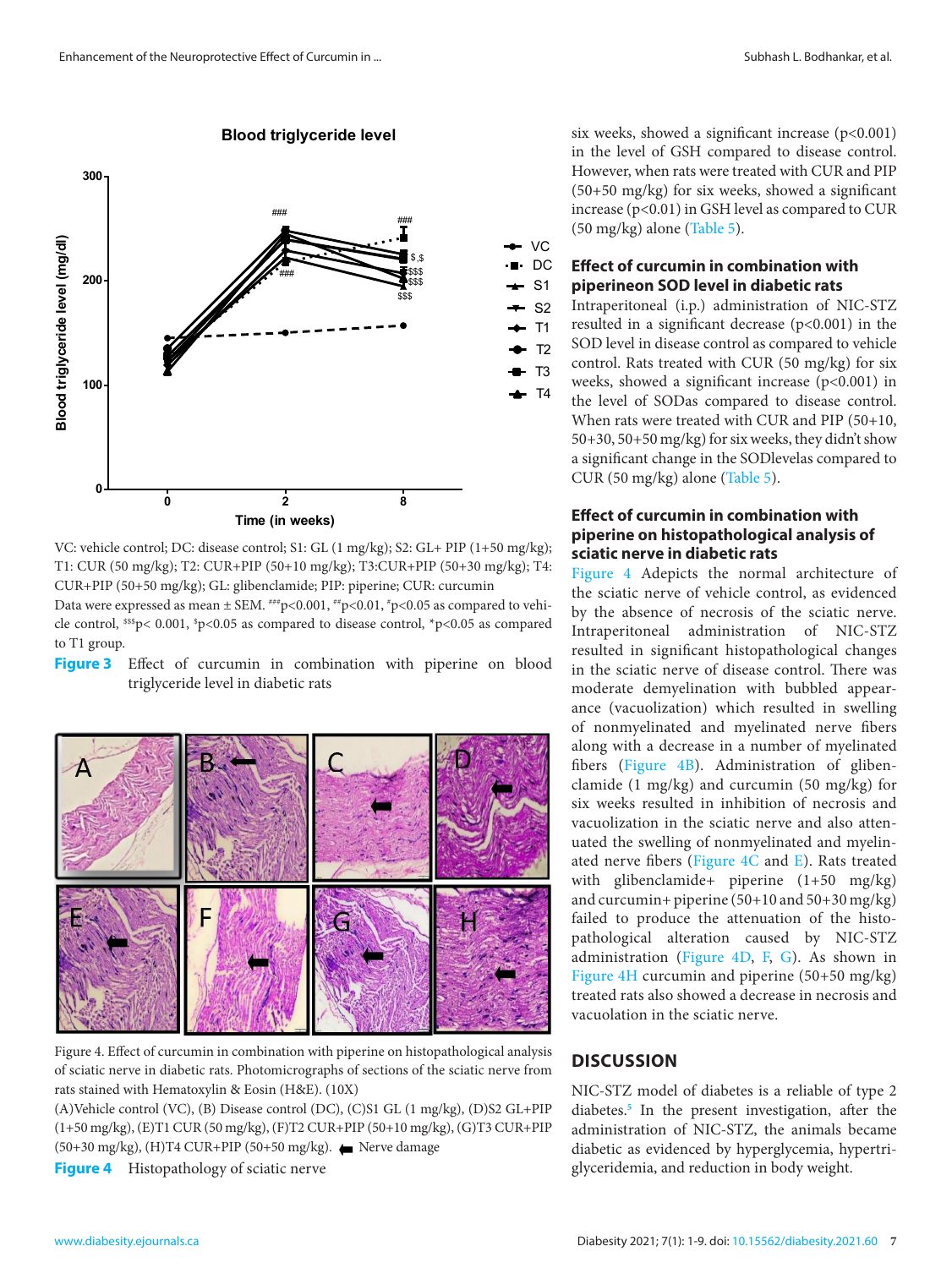VC: vehicle control; DC: disease control; S1: GL (1 mg/kg); S2: GL+ PIP (1+50 mg/kg); T1: CUR (50 mg/kg); T2: CUR+PIP (50+10 mg/kg); T3:CUR+PIP (50+30 mg/kg); T4: CUR+PIP (50+50 mg/kg); GL: glibenclamide; PIP: piperine; CUR: curcumin

Data were expressed as mean ± SEM. ###p<0.001, ##p<0.01, #p<0.05 as compared to vehicle control, $$$p< 0.001, $p<0.05 as compared to disease control, *p<0.05 as compared to T1 group.

**Figure 3** Effect of curcumin in combination with piperine on blood triglyceride level in diabetic rats

Figure 4. Effect of curcumin in combination with piperine on histopathological analysis of sciatic nerve in diabetic rats. Photomicrographs of sections of the sciatic nerve from rats stained with Hematoxylin & Eosin (H&E). (10X)

(A)Vehicle control (VC), (B) Disease control (DC), (C)S1 GL (1 mg/kg), (D)S2 GL+PIP (1+50 mg/kg), (E)T1 CUR (50 mg/kg), (F)T2 CUR+PIP (50+10 mg/kg), (G)T3 CUR+PIP (50+30 mg/kg), (H)T4 CUR+PIP (50+50 mg/kg). ⬅ Nerve damage

**Figure 4** Histopathology of sciatic nerve

six weeks, showed a significant increase (p<0.001) in the level of GSH compared to disease control. However, when rats were treated with CUR and PIP (50+50 mg/kg) for six weeks, showed a significant increase (p<0.01) in GSH level as compared to CUR (50 mg/kg) alone (Table 5).

### Effect of curcumin in combination with piperineon SOD level in diabetic rats

Intraperitoneal (i.p.) administration of NIC-STZ resulted in a significant decrease (p<0.001) in the SOD level in disease control as compared to vehicle control. Rats treated with CUR (50 mg/kg) for six weeks, showed a significant increase (p<0.001) in the level of SODas compared to disease control. When rats were treated with CUR and PIP (50+10, 50+30, 50+50 mg/kg) for six weeks, they didn't show a significant change in the SODlevelas compared to CUR (50 mg/kg) alone (Table 5).

### Effect of curcumin in combination with piperine on histopathological analysis of sciatic nerve in diabetic rats

Figure 4 Adepicts the normal architecture of the sciatic nerve of vehicle control, as evidenced by the absence of necrosis of the sciatic nerve. Intraperitoneal administration of NIC-STZ resulted in significant histopathological changes in the sciatic nerve of disease control. There was moderate demyelination with bubbled appearance (vacuolization) which resulted in swelling of nonmyelinated and myelinated nerve fibers along with a decrease in a number of myelinated fibers (Figure 4B). Administration of glibenclamide (1 mg/kg) and curcumin (50 mg/kg) for six weeks resulted in inhibition of necrosis and vacuolization in the sciatic nerve and also attenuated the swelling of nonmyelinated and myelinated nerve fibers (Figure 4C and E). Rats treated with glibenclamide+ piperine (1+50 mg/kg) and curcumin+ piperine (50+10 and 50+30 mg/kg) failed to produce the attenuation of the histopathological alteration caused by NIC-STZ administration (Figure 4D, F, G). As shown in Figure 4H curcumin and piperine (50+50 mg/kg) treated rats also showed a decrease in necrosis and vacuolation in the sciatic nerve.

## DISCUSSION

NIC-STZ model of diabetes is a reliable of type 2 diabetes.[5] In the present investigation, after the administration of NIC-STZ, the animals became diabetic as evidenced by hyperglycemia, hypertriglyceridemia, and reduction in body weight.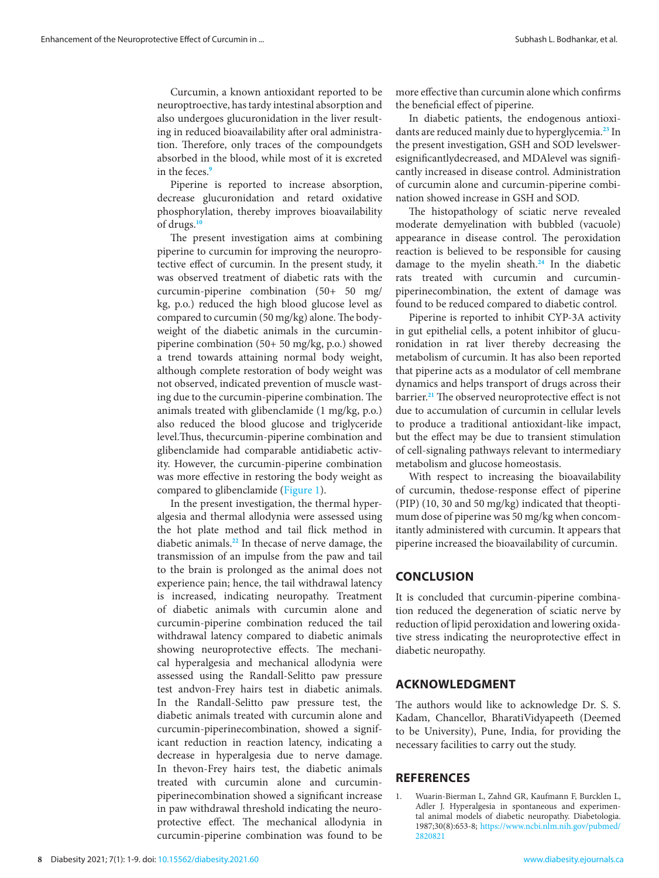Curcumin, a known antioxidant reported to be neuroptroective, has tardy intestinal absorption and also undergoes glucuronidation in the liver resulting in reduced bioavailability after oral administration. Therefore, only traces of the compoundgets absorbed in the blood, while most of it is excreted in the feces.[9]

Piperine is reported to increase absorption, decrease glucuronidation and retard oxidative phosphorylation, thereby improves bioavailability of drugs.[10]

The present investigation aims at combining piperine to curcumin for improving the neuroprotective effect of curcumin. In the present study, it was observed treatment of diabetic rats with the curcumin-piperine combination (50+ 50 mg/kg, p.o.) reduced the high blood glucose level as compared to curcumin (50 mg/kg) alone. The bodyweight of the diabetic animals in the curcumin-piperine combination (50+ 50 mg/kg, p.o.) showed a trend towards attaining normal body weight, although complete restoration of body weight was not observed, indicated prevention of muscle wasting due to the curcumin-piperine combination. The animals treated with glibenclamide (1 mg/kg, p.o.) also reduced the blood glucose and triglyceride level.Thus, thecurcumin-piperine combination and glibenclamide had comparable antidiabetic activity. However, the curcumin-piperine combination was more effective in restoring the body weight as compared to glibenclamide (Figure 1).

In the present investigation, the thermal hyperalgesia and thermal allodynia were assessed using the hot plate method and tail flick method in diabetic animals.[22] In thecase of nerve damage, the transmission of an impulse from the paw and tail to the brain is prolonged as the animal does not experience pain; hence, the tail withdrawal latency is increased, indicating neuropathy. Treatment of diabetic animals with curcumin alone and curcumin-piperine combination reduced the tail withdrawal latency compared to diabetic animals showing neuroprotective effects. The mechanical hyperalgesia and mechanical allodynia were assessed using the Randall-Selitto paw pressure test andvon-Frey hairs test in diabetic animals. In the Randall-Selitto paw pressure test, the diabetic animals treated with curcumin alone and curcumin-piperinecombination, showed a significant reduction in reaction latency, indicating a decrease in hyperalgesia due to nerve damage. In thevon-Frey hairs test, the diabetic animals treated with curcumin alone and curcumin-piperinecombination showed a significant increase in paw withdrawal threshold indicating the neuroprotective effect. The mechanical allodynia in curcumin-piperine combination was found to be more effective than curcumin alone which confirms the beneficial effect of piperine.

In diabetic patients, the endogenous antioxidants are reduced mainly due to hyperglycemia.[23] In the present investigation, GSH and SOD levelswere esignificantlydecreased, and MDAlevel was significantly increased in disease control. Administration of curcumin alone and curcumin-piperine combination showed increase in GSH and SOD.

The histopathology of sciatic nerve revealed moderate demyelination with bubbled (vacuole) appearance in disease control. The peroxidation reaction is believed to be responsible for causing damage to the myelin sheath.[24] In the diabetic rats treated with curcumin and curcumin-piperinecombination, the extent of damage was found to be reduced compared to diabetic control.

Piperine is reported to inhibit CYP-3A activity in gut epithelial cells, a potent inhibitor of glucuronidation in rat liver thereby decreasing the metabolism of curcumin. It has also been reported that piperine acts as a modulator of cell membrane dynamics and helps transport of drugs across their barrier.[21] The observed neuroprotective effect is not due to accumulation of curcumin in cellular levels to produce a traditional antioxidant-like impact, but the effect may be due to transient stimulation of cell-signaling pathways relevant to intermediary metabolism and glucose homeostasis.

With respect to increasing the bioavailability of curcumin, thedose-response effect of piperine (PIP) (10, 30 and 50 mg/kg) indicated that theoptimum dose of piperine was 50 mg/kg when concomitantly administered with curcumin. It appears that piperine increased the bioavailability of curcumin.

## CONCLUSION

It is concluded that curcumin-piperine combination reduced the degeneration of sciatic nerve by reduction of lipid peroxidation and lowering oxidative stress indicating the neuroprotective effect in diabetic neuropathy.

## ACKNOWLEDGMENT

The authors would like to acknowledge Dr. S. S. Kadam, Chancellor, BharatiVidyapeeth (Deemed to be University), Pune, India, for providing the necessary facilities to carry out the study.

## REFERENCES

1. Wuarin-Bierman L, Zahnd GR, Kaufmann F, Burcklen L, Adler J. Hyperalgesia in spontaneous and experimental animal models of diabetic neuropathy. Diabetologia. 1987;30(8):653-8; https://www.ncbi.nlm.nih.gov/pubmed/2820821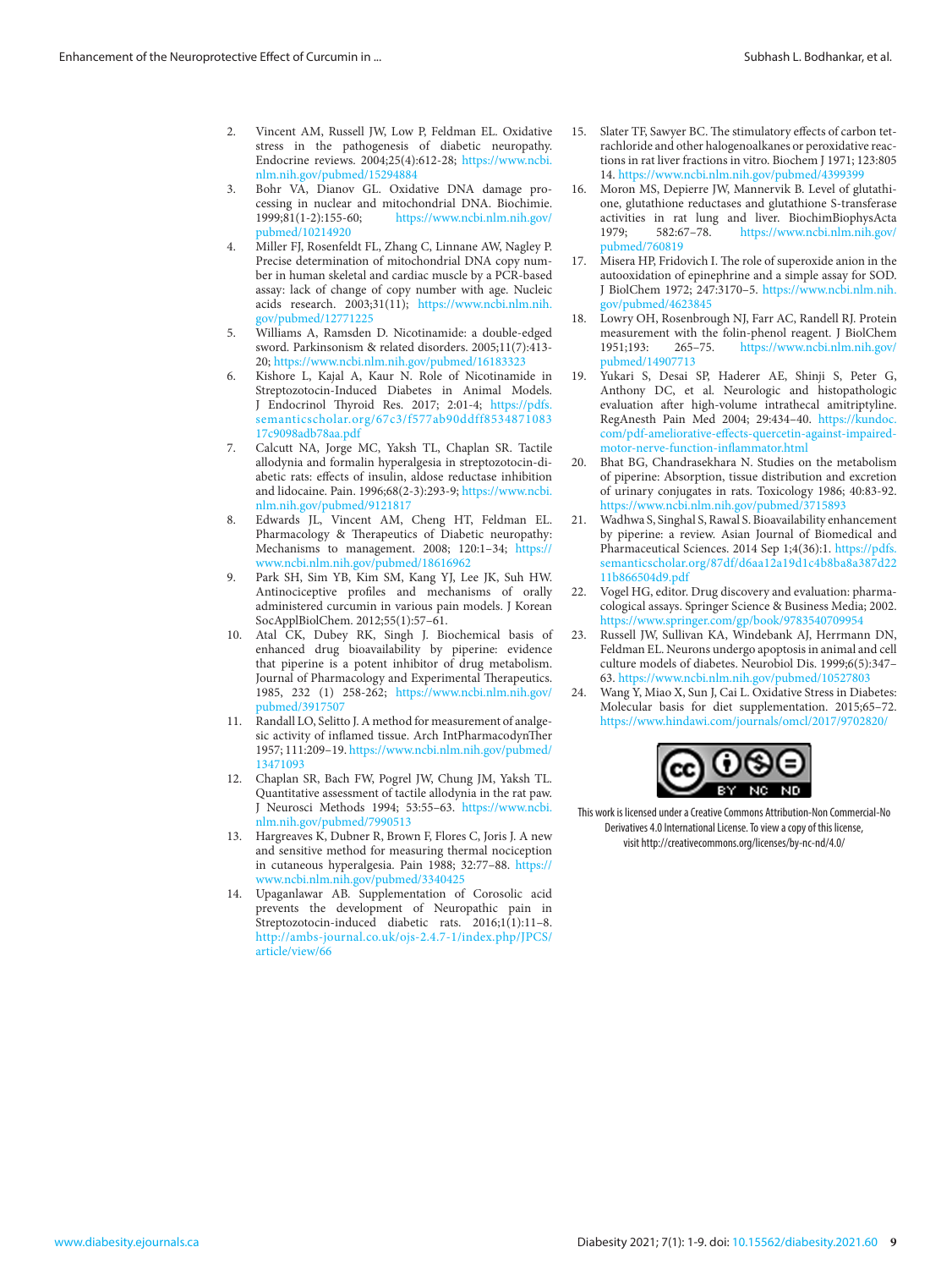2. Vincent AM, Russell JW, Low P, Feldman EL. Oxidative stress in the pathogenesis of diabetic neuropathy. Endocrine reviews. 2004;25(4):612-28; https://www.ncbi.nlm.nih.gov/pubmed/15294884
3. Bohr VA, Dianov GL. Oxidative DNA damage processing in nuclear and mitochondrial DNA. Biochimie. 1999;81(1-2):155-60; https://www.ncbi.nlm.nih.gov/pubmed/10214920
4. Miller FJ, Rosenfeldt FL, Zhang C, Linnane AW, Nagley P. Precise determination of mitochondrial DNA copy number in human skeletal and cardiac muscle by a PCR-based assay: lack of change of copy number with age. Nucleic acids research. 2003;31(11); https://www.ncbi.nlm.nih.gov/pubmed/12771225
5. Williams A, Ramsden D. Nicotinamide: a double-edged sword. Parkinsonism & related disorders. 2005;11(7):413-20; https://www.ncbi.nlm.nih.gov/pubmed/16183323
6. Kishore L, Kajal A, Kaur N. Role of Nicotinamide in Streptozotocin-Induced Diabetes in Animal Models. J Endocrinol Thyroid Res. 2017; 2:01-4; https://pdfs.semanticscholar.org/67c3/f577ab90ddff853487108317c9098adb78aa.pdf
7. Calcutt NA, Jorge MC, Yaksh TL, Chaplan SR. Tactile allodynia and formalin hyperalgesia in streptozotocin-diabetic rats: effects of insulin, aldose reductase inhibition and lidocaine. Pain. 1996;68(2-3):293-9; https://www.ncbi.nlm.nih.gov/pubmed/9121817
8. Edwards JL, Vincent AM, Cheng HT, Feldman EL. Pharmacology & Therapeutics of Diabetic neuropathy: Mechanisms to management. 2008; 120:1–34; https://www.ncbi.nlm.nih.gov/pubmed/18616962
9. Park SH, Sim YB, Kim SM, Kang YJ, Lee JK, Suh HW. Antinociceptive profiles and mechanisms of orally administered curcumin in various pain models. J Korean SocApplBiolChem. 2012;55(1):57–61.
10. Atal CK, Dubey RK, Singh J. Biochemical basis of enhanced drug bioavailability by piperine: evidence that piperine is a potent inhibitor of drug metabolism. Journal of Pharmacology and Experimental Therapeutics. 1985, 232 (1) 258-262; https://www.ncbi.nlm.nih.gov/pubmed/3917507
11. Randall LO, Selitto J. A method for measurement of analgesic activity of inflamed tissue. Arch IntPharmacodynTher 1957; 111:209–19. https://www.ncbi.nlm.nih.gov/pubmed/13471093
12. Chaplan SR, Bach FW, Pogrel JW, Chung JM, Yaksh TL. Quantitative assessment of tactile allodynia in the rat paw. J Neurosci Methods 1994; 53:55–63. https://www.ncbi.nlm.nih.gov/pubmed/7990513
13. Hargreaves K, Dubner R, Brown F, Flores C, Joris J. A new and sensitive method for measuring thermal nociception in cutaneous hyperalgesia. Pain 1988; 32:77–88. https://www.ncbi.nlm.nih.gov/pubmed/3340425
14. Upaganlawar AB. Supplementation of Corosolic acid prevents the development of Neuropathic pain in Streptozotocin-induced diabetic rats. 2016;1(1):11–8. http://ambs-journal.co.uk/ojs-2.4.7-1/index.php/JPCS/article/view/66
15. Slater TF, Sawyer BC. The stimulatory effects of carbon tetrachloride and other halogenoalkanes or peroxidative reactions in rat liver fractions in vitro. Biochem J 1971; 123:805 14. https://www.ncbi.nlm.nih.gov/pubmed/4399399
16. Moron MS, Depierre JW, Mannervik B. Level of glutathione, glutathione reductases and glutathione S-transferase activities in rat lung and liver. BiochimBiophysActa 1979; 582:67–78. https://www.ncbi.nlm.nih.gov/pubmed/760819
17. Misera HP, Fridovich I. The role of superoxide anion in the autooxidation of epinephrine and a simple assay for SOD. J BiolChem 1972; 247:3170–5. https://www.ncbi.nlm.nih.gov/pubmed/4623845
18. Lowry OH, Rosenbrough NJ, Farr AC, Randell RJ. Protein measurement with the folin-phenol reagent. J BiolChem 1951;193: 265–75. https://www.ncbi.nlm.nih.gov/pubmed/14907713
19. Yukari S, Desai SP, Haderer AE, Shinji S, Peter G, Anthony DC, et al. Neurologic and histopathologic evaluation after high-volume intrathecal amitriptyline. RegAnesth Pain Med 2004; 29:434–40. https://kundoc.com/pdf-ameliorative-effects-quercetin-against-impaired-motor-nerve-function-inflammator.html
20. Bhat BG, Chandrasekhara N. Studies on the metabolism of piperine: Absorption, tissue distribution and excretion of urinary conjugates in rats. Toxicology 1986; 40:83-92. https://www.ncbi.nlm.nih.gov/pubmed/3715893
21. Wadhwa S, Singhal S, Rawal S. Bioavailability enhancement by piperine: a review. Asian Journal of Biomedical and Pharmaceutical Sciences. 2014 Sep 1;4(36):1. https://pdfs.semanticscholar.org/87df/d6aa12a19d1c4b8ba8a387d2211b866504d9.pdf
22. Vogel HG, editor. Drug discovery and evaluation: pharmacological assays. Springer Science & Business Media; 2002. https://www.springer.com/gp/book/9783540709954
23. Russell JW, Sullivan KA, Windebank AJ, Herrmann DN, Feldman EL. Neurons undergo apoptosis in animal and cell culture models of diabetes. Neurobiol Dis. 1999;6(5):347–63. https://www.ncbi.nlm.nih.gov/pubmed/10527803
24. Wang Y, Miao X, Sun J, Cai L. Oxidative Stress in Diabetes: Molecular basis for diet supplementation. 2015;65–72. https://www.hindawi.com/journals/omcl/2017/9702820/

This work is licensed under a Creative Commons Attribution-Non Commercial-No Derivatives 4.0 International License. To view a copy of this license, visit http://creativecommons.org/licenses/by-nc-nd/4.0/